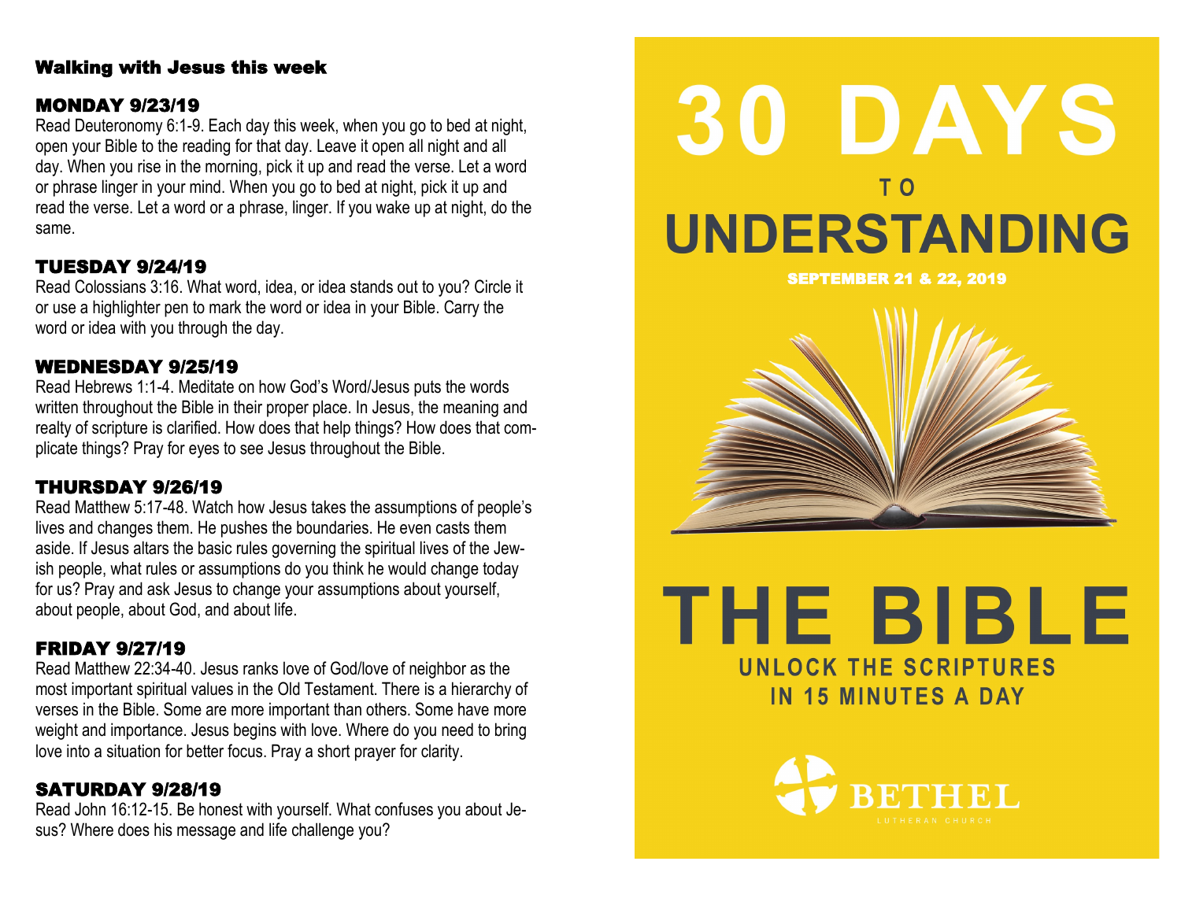## Walking with Jesus this week

### MONDAY 9/23/19

Read Deuteronomy 6:1-9. Each day this week, when you go to bed at night, open your Bible to the reading for that day. Leave it open all night and all day. When you rise in the morning, pick it up and read the verse. Let a word or phrase linger in your mind. When you go to bed at night, pick it up and read the verse. Let a word or a phrase, linger. If you wake up at night, do the same.

### TUESDAY 9/24/19

Read Colossians 3:16. What word, idea, or idea stands out to you? Circle it or use a highlighter pen to mark the word or idea in your Bible. Carry the word or idea with you through the day.

### WEDNESDAY 9/25/19

Read Hebrews 1:1-4. Meditate on how God's Word/Jesus puts the words written throughout the Bible in their proper place. In Jesus, the meaning and realty of scripture is clarified. How does that help things? How does that complicate things? Pray for eyes to see Jesus throughout the Bible.

### THURSDAY 9/26/19

Read Matthew 5:17-48. Watch how Jesus takes the assumptions of people's lives and changes them. He pushes the boundaries. He even casts them aside. If Jesus altars the basic rules governing the spiritual lives of the Jewish people, what rules or assumptions do you think he would change today for us? Pray and ask Jesus to change your assumptions about yourself, about people, about God, and about life.

### FRIDAY 9/27/19

Read Matthew 22:34-40. Jesus ranks love of God/love of neighbor as the most important spiritual values in the Old Testament. There is a hierarchy of verses in the Bible. Some are more important than others. Some have more weight and importance. Jesus begins with love. Where do you need to bring love into a situation for better focus. Pray a short prayer for clarity.

### SATURDAY 9/28/19

Read John 16:12-15. Be honest with yourself. What confuses you about Jesus? Where does his message and life challenge you?

# 30 DAYS TO UNDERSTANDING THE BIBLE

**SEPTEMBER 21 & 22, 2019**

## UNLOCK THE SCRIPTURES IN 15 MINUTES A DAY

BETHEL
LUTHERAN CHURCH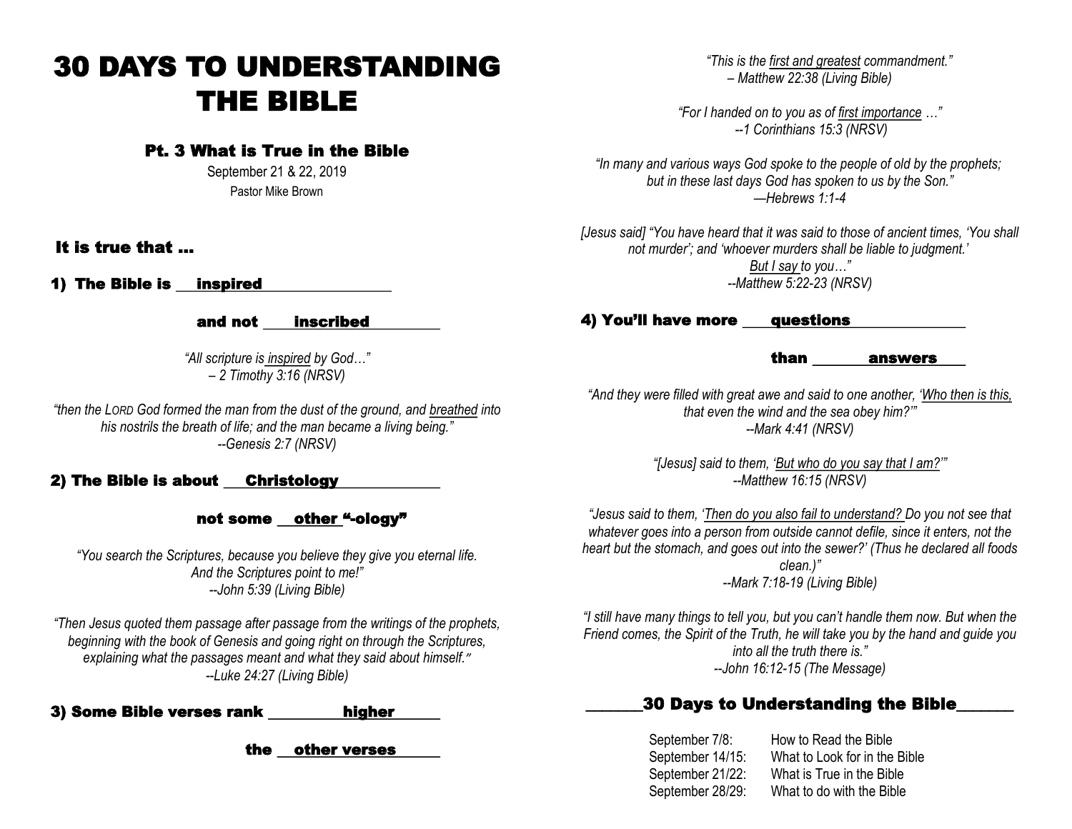# 30 DAYS TO UNDERSTANDING THE BIBLE

## Pt. 3 What is True in the Bible

September 21 & 22, 2019

Pastor Mike Brown

### It is true that …

**1) The Bible is inspired and not inscribed**

*"All scripture is inspired by God…"*
*– 2 Timothy 3:16 (NRSV)*

*"then the LORD God formed the man from the dust of the ground, and breathed into his nostrils the breath of life; and the man became a living being."*
*--Genesis 2:7 (NRSV)*

**2) The Bible is about Christology not some other "-ology"**

*"You search the Scriptures, because you believe they give you eternal life. And the Scriptures point to me!"*
*--John 5:39 (Living Bible)*

*"Then Jesus quoted them passage after passage from the writings of the prophets, beginning with the book of Genesis and going right on through the Scriptures, explaining what the passages meant and what they said about himself."*
*--Luke 24:27 (Living Bible)*

**3) Some Bible verses rank higher the other verses**

*"This is the first and greatest commandment."*
*– Matthew 22:38 (Living Bible)*

*"For I handed on to you as of first importance …"*
*--1 Corinthians 15:3 (NRSV)*

*"In many and various ways God spoke to the people of old by the prophets; but in these last days God has spoken to us by the Son."*
*—Hebrews 1:1-4*

*[Jesus said] "You have heard that it was said to those of ancient times, 'You shall not murder'; and 'whoever murders shall be liable to judgment.' But I say to you…"*
*--Matthew 5:22-23 (NRSV)*

**4) You'll have more questions than answers**

*"And they were filled with great awe and said to one another, 'Who then is this, that even the wind and the sea obey him?'"*
*--Mark 4:41 (NRSV)*

*"[Jesus] said to them, 'But who do you say that I am?'"*
*--Matthew 16:15 (NRSV)*

*"Jesus said to them, 'Then do you also fail to understand? Do you not see that whatever goes into a person from outside cannot defile, since it enters, not the heart but the stomach, and goes out into the sewer?' (Thus he declared all foods clean.)"*
*--Mark 7:18-19 (Living Bible)*

*"I still have many things to tell you, but you can't handle them now. But when the Friend comes, the Spirit of the Truth, he will take you by the hand and guide you into all the truth there is."*
*--John 16:12-15 (The Message)*

### 30 Days to Understanding the Bible

| | |
|---|---|
| September 7/8: | How to Read the Bible |
| September 14/15: | What to Look for in the Bible |
| September 21/22: | What is True in the Bible |
| September 28/29: | What to do with the Bible |